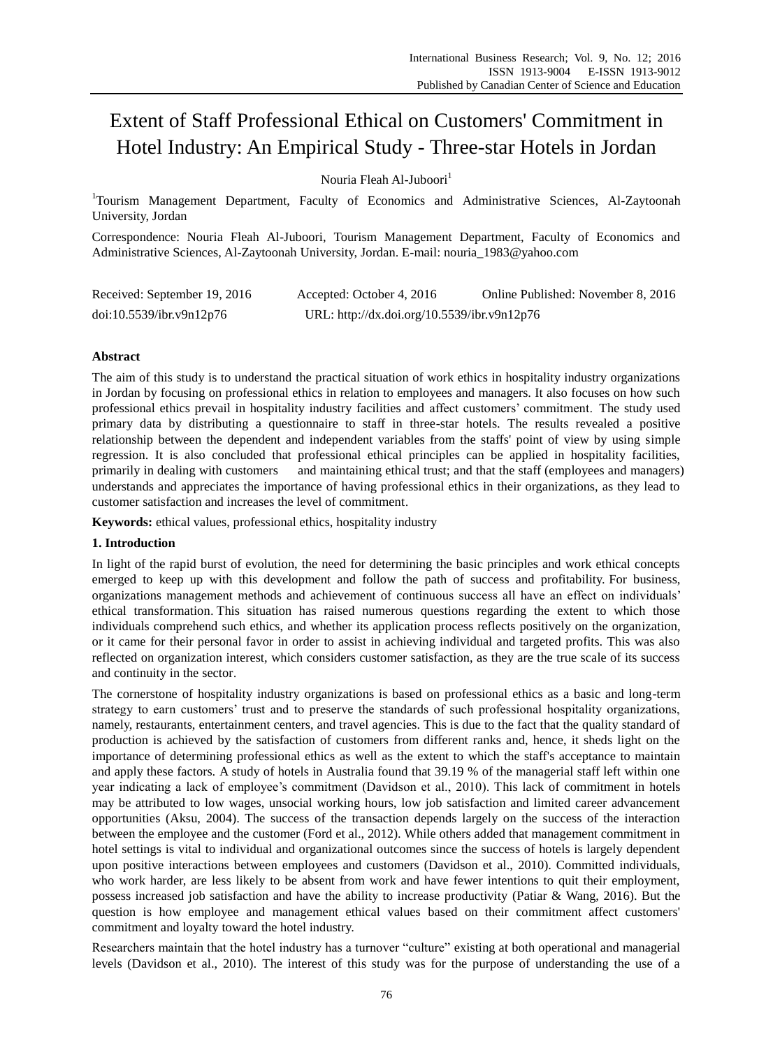# Extent of Staff Professional Ethical on Customers' Commitment in Hotel Industry: An Empirical Study - Three-star Hotels in Jordan

Nouria Fleah Al-Juboori[1]

[1]Tourism Management Department, Faculty of Economics and Administrative Sciences, Al-Zaytoonah University, Jordan

Correspondence: Nouria Fleah Al-Juboori, Tourism Management Department, Faculty of Economics and Administrative Sciences, Al-Zaytoonah University, Jordan. E-mail: nouria_1983@yahoo.com

Received: September 19, 2016 Accepted: October 4, 2016 Online Published: November 8, 2016

doi:10.5539/ibr.v9n12p76 URL: http://dx.doi.org/10.5539/ibr.v9n12p76

## Abstract

The aim of this study is to understand the practical situation of work ethics in hospitality industry organizations in Jordan by focusing on professional ethics in relation to employees and managers. It also focuses on how such professional ethics prevail in hospitality industry facilities and affect customers' commitment. The study used primary data by distributing a questionnaire to staff in three-star hotels. The results revealed a positive relationship between the dependent and independent variables from the staffs' point of view by using simple regression. It is also concluded that professional ethical principles can be applied in hospitality facilities, primarily in dealing with customers and maintaining ethical trust; and that the staff (employees and managers) understands and appreciates the importance of having professional ethics in their organizations, as they lead to customer satisfaction and increases the level of commitment.

**Keywords:** ethical values, professional ethics, hospitality industry

## 1. Introduction

In light of the rapid burst of evolution, the need for determining the basic principles and work ethical concepts emerged to keep up with this development and follow the path of success and profitability. For business, organizations management methods and achievement of continuous success all have an effect on individuals' ethical transformation. This situation has raised numerous questions regarding the extent to which those individuals comprehend such ethics, and whether its application process reflects positively on the organization, or it came for their personal favor in order to assist in achieving individual and targeted profits. This was also reflected on organization interest, which considers customer satisfaction, as they are the true scale of its success and continuity in the sector.

The cornerstone of hospitality industry organizations is based on professional ethics as a basic and long-term strategy to earn customers' trust and to preserve the standards of such professional hospitality organizations, namely, restaurants, entertainment centers, and travel agencies. This is due to the fact that the quality standard of production is achieved by the satisfaction of customers from different ranks and, hence, it sheds light on the importance of determining professional ethics as well as the extent to which the staff's acceptance to maintain and apply these factors. A study of hotels in Australia found that 39.19 % of the managerial staff left within one year indicating a lack of employee's commitment (Davidson et al., 2010). This lack of commitment in hotels may be attributed to low wages, unsocial working hours, low job satisfaction and limited career advancement opportunities (Aksu, 2004). The success of the transaction depends largely on the success of the interaction between the employee and the customer (Ford et al., 2012). While others added that management commitment in hotel settings is vital to individual and organizational outcomes since the success of hotels is largely dependent upon positive interactions between employees and customers (Davidson et al., 2010). Committed individuals, who work harder, are less likely to be absent from work and have fewer intentions to quit their employment, possess increased job satisfaction and have the ability to increase productivity (Patiar & Wang, 2016). But the question is how employee and management ethical values based on their commitment affect customers' commitment and loyalty toward the hotel industry.

Researchers maintain that the hotel industry has a turnover "culture" existing at both operational and managerial levels (Davidson et al., 2010). The interest of this study was for the purpose of understanding the use of a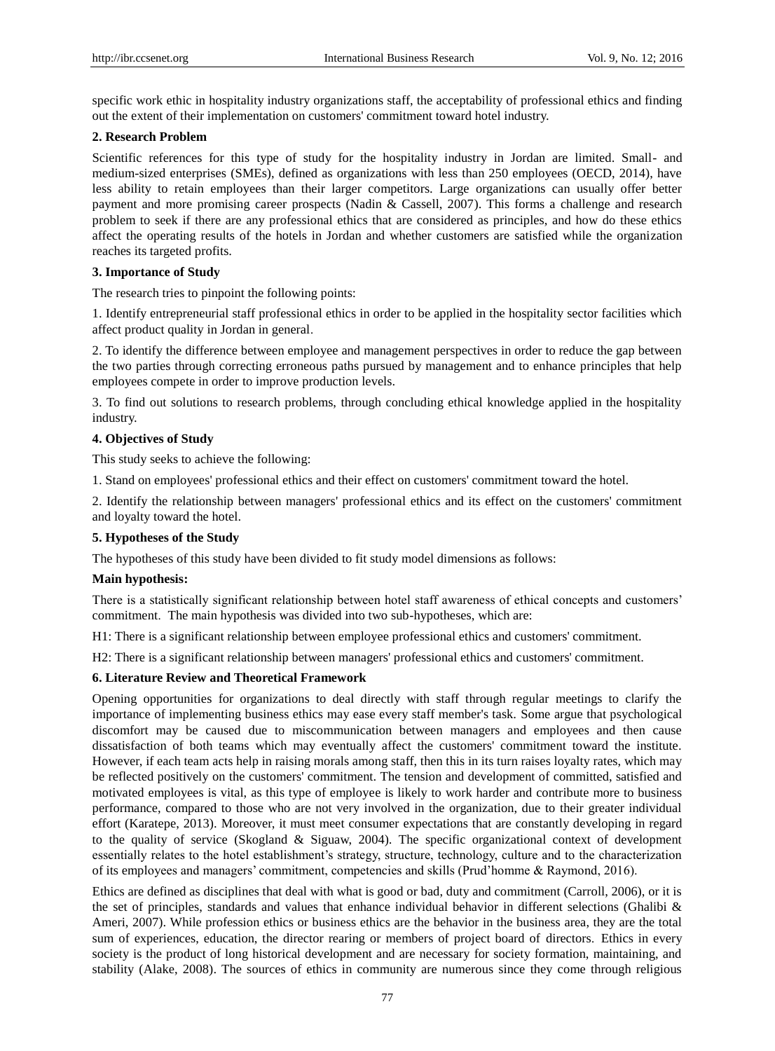specific work ethic in hospitality industry organizations staff, the acceptability of professional ethics and finding out the extent of their implementation on customers' commitment toward hotel industry.

## 2. Research Problem

Scientific references for this type of study for the hospitality industry in Jordan are limited. Small- and medium-sized enterprises (SMEs), defined as organizations with less than 250 employees (OECD, 2014), have less ability to retain employees than their larger competitors. Large organizations can usually offer better payment and more promising career prospects (Nadin & Cassell, 2007). This forms a challenge and research problem to seek if there are any professional ethics that are considered as principles, and how do these ethics affect the operating results of the hotels in Jordan and whether customers are satisfied while the organization reaches its targeted profits.

## 3. Importance of Study

The research tries to pinpoint the following points:

1. Identify entrepreneurial staff professional ethics in order to be applied in the hospitality sector facilities which affect product quality in Jordan in general.

2. To identify the difference between employee and management perspectives in order to reduce the gap between the two parties through correcting erroneous paths pursued by management and to enhance principles that help employees compete in order to improve production levels.

3. To find out solutions to research problems, through concluding ethical knowledge applied in the hospitality industry.

## 4. Objectives of Study

This study seeks to achieve the following:

1. Stand on employees' professional ethics and their effect on customers' commitment toward the hotel.

2. Identify the relationship between managers' professional ethics and its effect on the customers' commitment and loyalty toward the hotel.

## 5. Hypotheses of the Study

The hypotheses of this study have been divided to fit study model dimensions as follows:

**Main hypothesis:**

There is a statistically significant relationship between hotel staff awareness of ethical concepts and customers' commitment. The main hypothesis was divided into two sub-hypotheses, which are:

H1: There is a significant relationship between employee professional ethics and customers' commitment.

H2: There is a significant relationship between managers' professional ethics and customers' commitment.

## 6. Literature Review and Theoretical Framework

Opening opportunities for organizations to deal directly with staff through regular meetings to clarify the importance of implementing business ethics may ease every staff member's task. Some argue that psychological discomfort may be caused due to miscommunication between managers and employees and then cause dissatisfaction of both teams which may eventually affect the customers' commitment toward the institute. However, if each team acts help in raising morals among staff, then this in its turn raises loyalty rates, which may be reflected positively on the customers' commitment. The tension and development of committed, satisfied and motivated employees is vital, as this type of employee is likely to work harder and contribute more to business performance, compared to those who are not very involved in the organization, due to their greater individual effort (Karatepe, 2013). Moreover, it must meet consumer expectations that are constantly developing in regard to the quality of service (Skogland & Siguaw, 2004). The specific organizational context of development essentially relates to the hotel establishment's strategy, structure, technology, culture and to the characterization of its employees and managers' commitment, competencies and skills (Prud'homme & Raymond, 2016).

Ethics are defined as disciplines that deal with what is good or bad, duty and commitment (Carroll, 2006), or it is the set of principles, standards and values that enhance individual behavior in different selections (Ghalibi & Ameri, 2007). While profession ethics or business ethics are the behavior in the business area, they are the total sum of experiences, education, the director rearing or members of project board of directors. Ethics in every society is the product of long historical development and are necessary for society formation, maintaining, and stability (Alake, 2008). The sources of ethics in community are numerous since they come through religious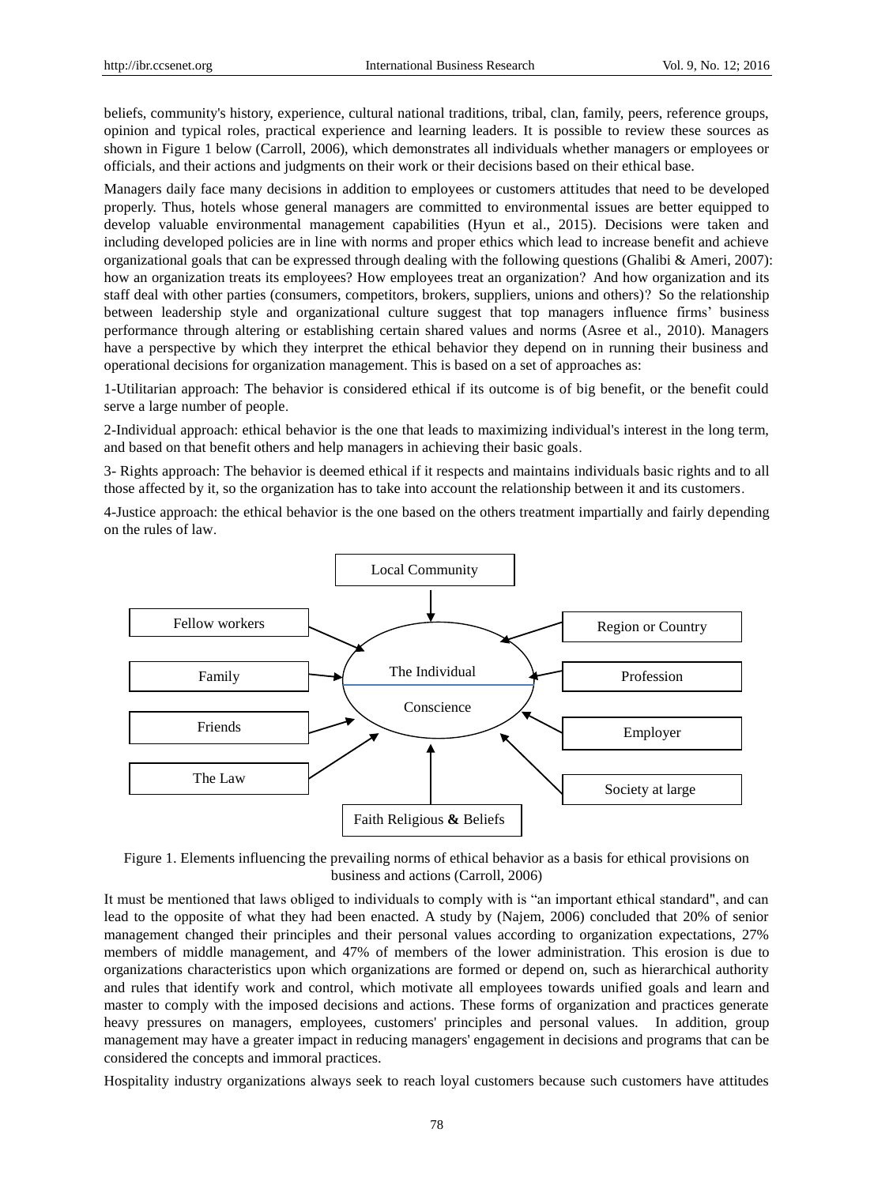beliefs, community's history, experience, cultural national traditions, tribal, clan, family, peers, reference groups, opinion and typical roles, practical experience and learning leaders. It is possible to review these sources as shown in Figure 1 below (Carroll, 2006), which demonstrates all individuals whether managers or employees or officials, and their actions and judgments on their work or their decisions based on their ethical base.

Managers daily face many decisions in addition to employees or customers attitudes that need to be developed properly. Thus, hotels whose general managers are committed to environmental issues are better equipped to develop valuable environmental management capabilities (Hyun et al., 2015). Decisions were taken and including developed policies are in line with norms and proper ethics which lead to increase benefit and achieve organizational goals that can be expressed through dealing with the following questions (Ghalibi & Ameri, 2007): how an organization treats its employees? How employees treat an organization? And how organization and its staff deal with other parties (consumers, competitors, brokers, suppliers, unions and others)? So the relationship between leadership style and organizational culture suggest that top managers influence firms' business performance through altering or establishing certain shared values and norms (Asree et al., 2010). Managers have a perspective by which they interpret the ethical behavior they depend on in running their business and operational decisions for organization management. This is based on a set of approaches as:

1-Utilitarian approach: The behavior is considered ethical if its outcome is of big benefit, or the benefit could serve a large number of people.

2-Individual approach: ethical behavior is the one that leads to maximizing individual's interest in the long term, and based on that benefit others and help managers in achieving their basic goals.

3- Rights approach: The behavior is deemed ethical if it respects and maintains individuals basic rights and to all those affected by it, so the organization has to take into account the relationship between it and its customers.

4-Justice approach: the ethical behavior is the one based on the others treatment impartially and fairly depending on the rules of law.

Local Community

Fellow workers | Region or Country

Family | The Individual Conscience | Profession

Friends | Employer

The Law | Society at large

Faith Religious **&** Beliefs

Figure 1. Elements influencing the prevailing norms of ethical behavior as a basis for ethical provisions on business and actions (Carroll, 2006)

It must be mentioned that laws obliged to individuals to comply with is "an important ethical standard", and can lead to the opposite of what they had been enacted. A study by (Najem, 2006) concluded that 20% of senior management changed their principles and their personal values according to organization expectations, 27% members of middle management, and 47% of members of the lower administration. This erosion is due to organizations characteristics upon which organizations are formed or depend on, such as hierarchical authority and rules that identify work and control, which motivate all employees towards unified goals and learn and master to comply with the imposed decisions and actions. These forms of organization and practices generate heavy pressures on managers, employees, customers' principles and personal values. In addition, group management may have a greater impact in reducing managers' engagement in decisions and programs that can be considered the concepts and immoral practices.

Hospitality industry organizations always seek to reach loyal customers because such customers have attitudes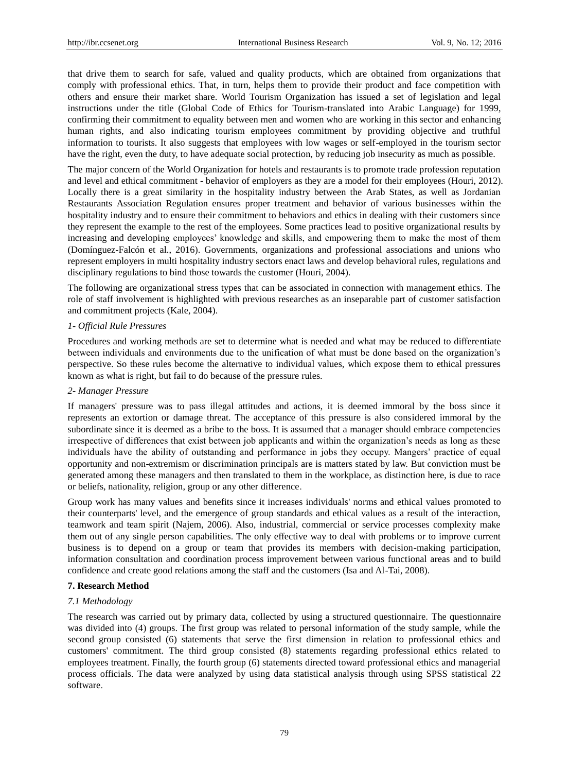that drive them to search for safe, valued and quality products, which are obtained from organizations that comply with professional ethics. That, in turn, helps them to provide their product and face competition with others and ensure their market share. World Tourism Organization has issued a set of legislation and legal instructions under the title (Global Code of Ethics for Tourism-translated into Arabic Language) for 1999, confirming their commitment to equality between men and women who are working in this sector and enhancing human rights, and also indicating tourism employees commitment by providing objective and truthful information to tourists. It also suggests that employees with low wages or self-employed in the tourism sector have the right, even the duty, to have adequate social protection, by reducing job insecurity as much as possible.

The major concern of the World Organization for hotels and restaurants is to promote trade profession reputation and level and ethical commitment - behavior of employers as they are a model for their employees (Houri, 2012). Locally there is a great similarity in the hospitality industry between the Arab States, as well as Jordanian Restaurants Association Regulation ensures proper treatment and behavior of various businesses within the hospitality industry and to ensure their commitment to behaviors and ethics in dealing with their customers since they represent the example to the rest of the employees. Some practices lead to positive organizational results by increasing and developing employees' knowledge and skills, and empowering them to make the most of them (Domínguez-Falcón et al., 2016). Governments, organizations and professional associations and unions who represent employers in multi hospitality industry sectors enact laws and develop behavioral rules, regulations and disciplinary regulations to bind those towards the customer (Houri, 2004).

The following are organizational stress types that can be associated in connection with management ethics. The role of staff involvement is highlighted with previous researches as an inseparable part of customer satisfaction and commitment projects (Kale, 2004).

*1- Official Rule Pressures*

Procedures and working methods are set to determine what is needed and what may be reduced to differentiate between individuals and environments due to the unification of what must be done based on the organization's perspective. So these rules become the alternative to individual values, which expose them to ethical pressures known as what is right, but fail to do because of the pressure rules.

*2- Manager Pressure*

If managers' pressure was to pass illegal attitudes and actions, it is deemed immoral by the boss since it represents an extortion or damage threat. The acceptance of this pressure is also considered immoral by the subordinate since it is deemed as a bribe to the boss. It is assumed that a manager should embrace competencies irrespective of differences that exist between job applicants and within the organization's needs as long as these individuals have the ability of outstanding and performance in jobs they occupy. Mangers' practice of equal opportunity and non-extremism or discrimination principals are is matters stated by law. But conviction must be generated among these managers and then translated to them in the workplace, as distinction here, is due to race or beliefs, nationality, religion, group or any other difference.

Group work has many values and benefits since it increases individuals' norms and ethical values promoted to their counterparts' level, and the emergence of group standards and ethical values as a result of the interaction, teamwork and team spirit (Najem, 2006). Also, industrial, commercial or service processes complexity make them out of any single person capabilities. The only effective way to deal with problems or to improve current business is to depend on a group or team that provides its members with decision-making participation, information consultation and coordination process improvement between various functional areas and to build confidence and create good relations among the staff and the customers (Isa and Al-Tai, 2008).

## 7. Research Method

### *7.1 Methodology*

The research was carried out by primary data, collected by using a structured questionnaire. The questionnaire was divided into (4) groups. The first group was related to personal information of the study sample, while the second group consisted (6) statements that serve the first dimension in relation to professional ethics and customers' commitment. The third group consisted (8) statements regarding professional ethics related to employees treatment. Finally, the fourth group (6) statements directed toward professional ethics and managerial process officials. The data were analyzed by using data statistical analysis through using SPSS statistical 22 software.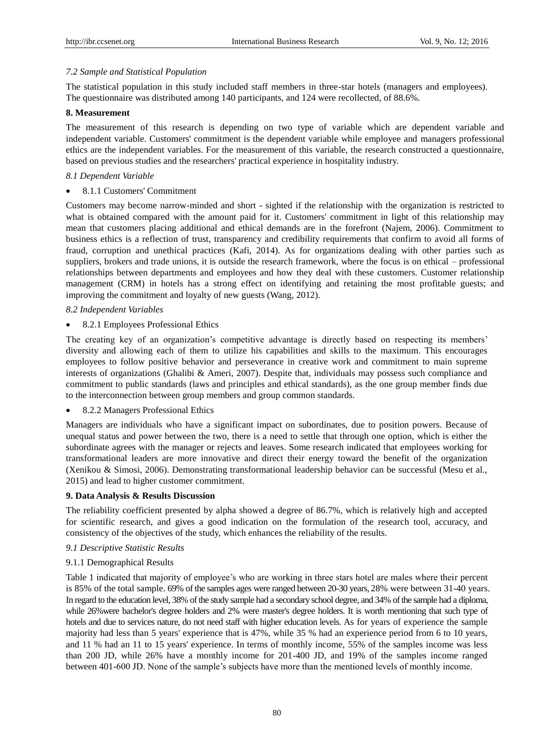### *7.2 Sample and Statistical Population*

The statistical population in this study included staff members in three-star hotels (managers and employees). The questionnaire was distributed among 140 participants, and 124 were recollected, of 88.6%.

## 8. Measurement

The measurement of this research is depending on two type of variable which are dependent variable and independent variable. Customers' commitment is the dependent variable while employee and managers professional ethics are the independent variables. For the measurement of this variable, the research constructed a questionnaire, based on previous studies and the researchers' practical experience in hospitality industry.

### *8.1 Dependent Variable*

- 8.1.1 Customers' Commitment

Customers may become narrow-minded and short - sighted if the relationship with the organization is restricted to what is obtained compared with the amount paid for it. Customers' commitment in light of this relationship may mean that customers placing additional and ethical demands are in the forefront (Najem, 2006). Commitment to business ethics is a reflection of trust, transparency and credibility requirements that confirm to avoid all forms of fraud, corruption and unethical practices (Kafi, 2014). As for organizations dealing with other parties such as suppliers, brokers and trade unions, it is outside the research framework, where the focus is on ethical – professional relationships between departments and employees and how they deal with these customers. Customer relationship management (CRM) in hotels has a strong effect on identifying and retaining the most profitable guests; and improving the commitment and loyalty of new guests (Wang, 2012).

### *8.2 Independent Variables*

- 8.2.1 Employees Professional Ethics

The creating key of an organization's competitive advantage is directly based on respecting its members' diversity and allowing each of them to utilize his capabilities and skills to the maximum. This encourages employees to follow positive behavior and perseverance in creative work and commitment to main supreme interests of organizations (Ghalibi & Ameri, 2007). Despite that, individuals may possess such compliance and commitment to public standards (laws and principles and ethical standards), as the one group member finds due to the interconnection between group members and group common standards.

- 8.2.2 Managers Professional Ethics

Managers are individuals who have a significant impact on subordinates, due to position powers. Because of unequal status and power between the two, there is a need to settle that through one option, which is either the subordinate agrees with the manager or rejects and leaves. Some research indicated that employees working for transformational leaders are more innovative and direct their energy toward the benefit of the organization (Xenikou & Simosi, 2006). Demonstrating transformational leadership behavior can be successful (Mesu et al., 2015) and lead to higher customer commitment.

## 9. Data Analysis & Results Discussion

The reliability coefficient presented by alpha showed a degree of 86.7%, which is relatively high and accepted for scientific research, and gives a good indication on the formulation of the research tool, accuracy, and consistency of the objectives of the study, which enhances the reliability of the results.

### *9.1 Descriptive Statistic Results*

9.1.1 Demographical Results

Table 1 indicated that majority of employee's who are working in three stars hotel are males where their percent is 85% of the total sample. 69% of the samples ages were ranged between 20-30 years, 28% were between 31-40 years. In regard to the education level, 38% of the study sample had a secondary school degree, and 34% of the sample had a diploma, while 26%were bachelor's degree holders and 2% were master's degree holders. It is worth mentioning that such type of hotels and due to services nature, do not need staff with higher education levels. As for years of experience the sample majority had less than 5 years' experience that is 47%, while 35 % had an experience period from 6 to 10 years, and 11 % had an 11 to 15 years' experience. In terms of monthly income, 55% of the samples income was less than 200 JD, while 26% have a monthly income for 201-400 JD, and 19% of the samples income ranged between 401-600 JD. None of the sample's subjects have more than the mentioned levels of monthly income.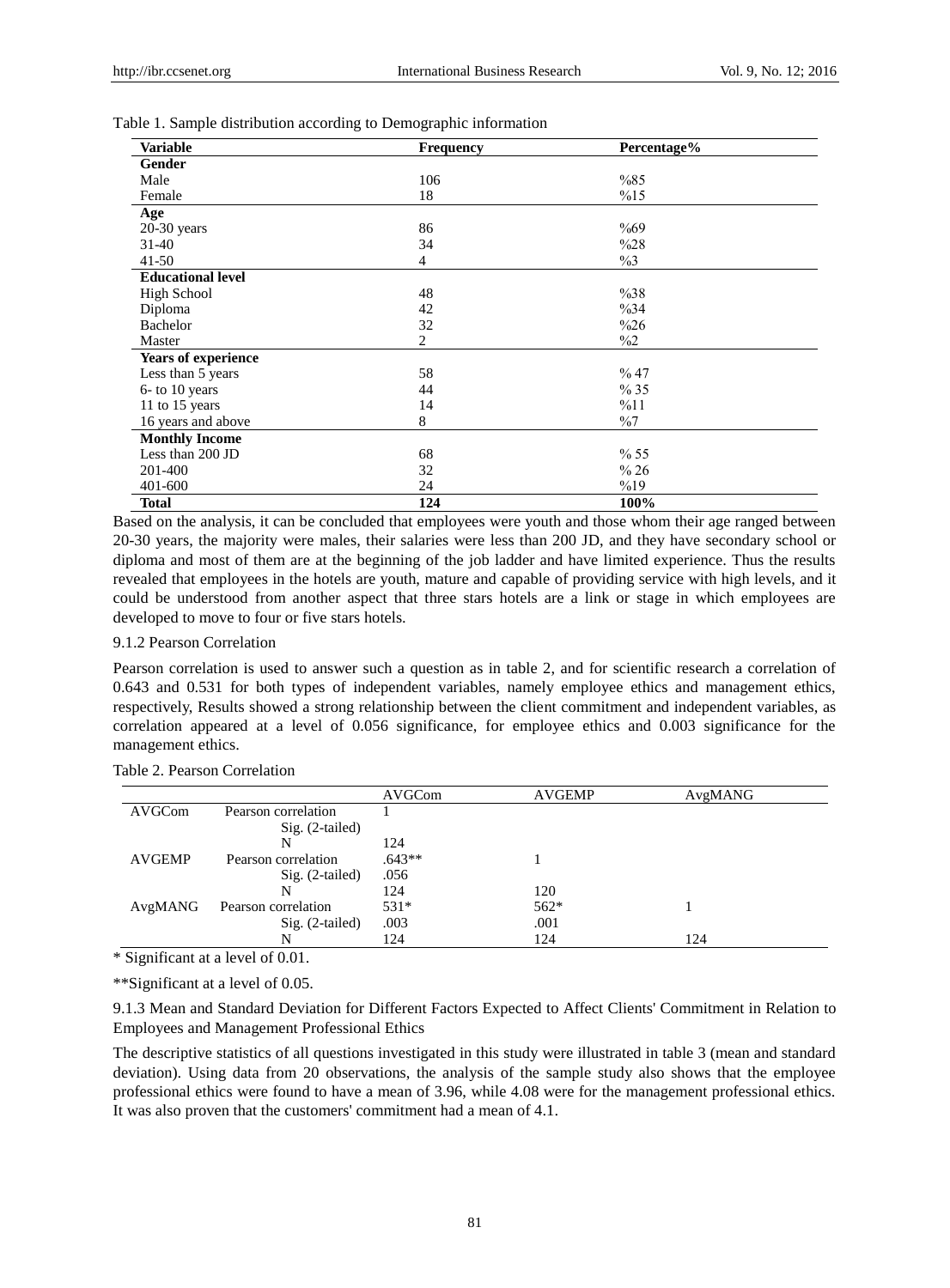Table 1. Sample distribution according to Demographic information

| Variable | Frequency | Percentage% |
|---|---|---|
| **Gender** | | |
| Male | 106 | %85 |
| Female | 18 | %15 |
| **Age** | | |
| 20-30 years | 86 | %69 |
| 31-40 | 34 | %28 |
| 41-50 | 4 | %3 |
| **Educational level** | | |
| High School | 48 | %38 |
| Diploma | 42 | %34 |
| Bachelor | 32 | %26 |
| Master | 2 | %2 |
| **Years of experience** | | |
| Less than 5 years | 58 | % 47 |
| 6- to 10 years | 44 | % 35 |
| 11 to 15 years | 14 | %11 |
| 16 years and above | 8 | %7 |
| **Monthly Income** | | |
| Less than 200 JD | 68 | % 55 |
| 201-400 | 32 | % 26 |
| 401-600 | 24 | %19 |
| **Total** | **124** | **100%** |

Based on the analysis, it can be concluded that employees were youth and those whom their age ranged between 20-30 years, the majority were males, their salaries were less than 200 JD, and they have secondary school or diploma and most of them are at the beginning of the job ladder and have limited experience. Thus the results revealed that employees in the hotels are youth, mature and capable of providing service with high levels, and it could be understood from another aspect that three stars hotels are a link or stage in which employees are developed to move to four or five stars hotels.

9.1.2 Pearson Correlation

Pearson correlation is used to answer such a question as in table 2, and for scientific research a correlation of 0.643 and 0.531 for both types of independent variables, namely employee ethics and management ethics, respectively, Results showed a strong relationship between the client commitment and independent variables, as correlation appeared at a level of 0.056 significance, for employee ethics and 0.003 significance for the management ethics.

Table 2. Pearson Correlation

| | | AVGCom | AVGEMP | AvgMANG |
|---|---|---|---|---|
| AVGCom | Pearson correlation | 1 | | |
| | Sig. (2-tailed) | | | |
| | N | 124 | | |
| AVGEMP | Pearson correlation | .643** | 1 | |
| | Sig. (2-tailed) | .056 | | |
| | N | 124 | 120 | |
| AvgMANG | Pearson correlation | 531* | 562* | 1 |
| | Sig. (2-tailed) | .003 | .001 | |
| | N | 124 | 124 | 124 |

\* Significant at a level of 0.01.

**Significant at a level of 0.05.

9.1.3 Mean and Standard Deviation for Different Factors Expected to Affect Clients' Commitment in Relation to Employees and Management Professional Ethics

The descriptive statistics of all questions investigated in this study were illustrated in table 3 (mean and standard deviation). Using data from 20 observations, the analysis of the sample study also shows that the employee professional ethics were found to have a mean of 3.96, while 4.08 were for the management professional ethics. It was also proven that the customers' commitment had a mean of 4.1.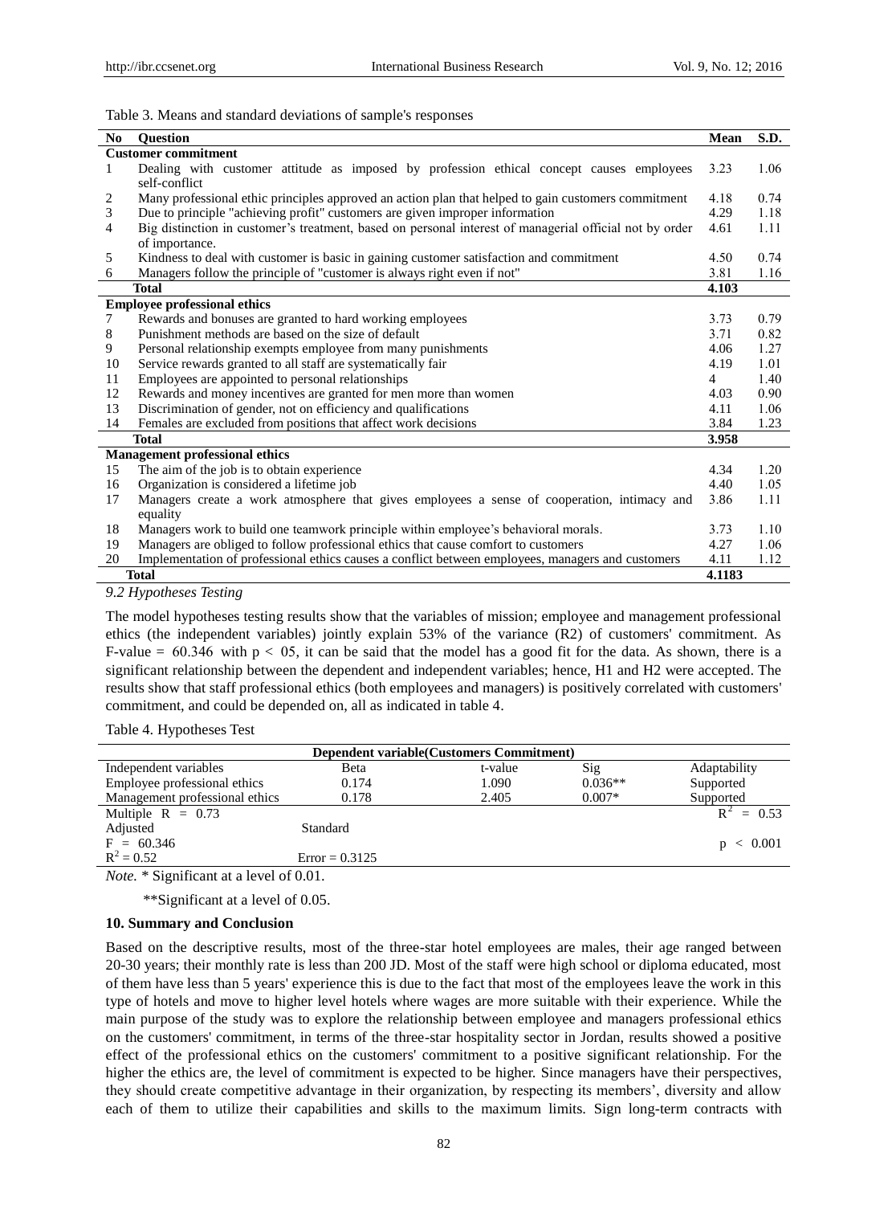Table 3. Means and standard deviations of sample's responses

| No | Question | Mean | S.D. |
|---|---|---|---|
| **Customer commitment** | | | |
| 1 | Dealing with customer attitude as imposed by profession ethical concept causes employees self-conflict | 3.23 | 1.06 |
| 2 | Many professional ethic principles approved an action plan that helped to gain customers commitment | 4.18 | 0.74 |
| 3 | Due to principle "achieving profit" customers are given improper information | 4.29 | 1.18 |
| 4 | Big distinction in customer's treatment, based on personal interest of managerial official not by order of importance. | 4.61 | 1.11 |
| 5 | Kindness to deal with customer is basic in gaining customer satisfaction and commitment | 4.50 | 0.74 |
| 6 | Managers follow the principle of "customer is always right even if not" | 3.81 | 1.16 |
| | **Total** | **4.103** | |
| **Employee professional ethics** | | | |
| 7 | Rewards and bonuses are granted to hard working employees | 3.73 | 0.79 |
| 8 | Punishment methods are based on the size of default | 3.71 | 0.82 |
| 9 | Personal relationship exempts employee from many punishments | 4.06 | 1.27 |
| 10 | Service rewards granted to all staff are systematically fair | 4.19 | 1.01 |
| 11 | Employees are appointed to personal relationships | 4 | 1.40 |
| 12 | Rewards and money incentives are granted for men more than women | 4.03 | 0.90 |
| 13 | Discrimination of gender, not on efficiency and qualifications | 4.11 | 1.06 |
| 14 | Females are excluded from positions that affect work decisions | 3.84 | 1.23 |
| | **Total** | **3.958** | |
| **Management professional ethics** | | | |
| 15 | The aim of the job is to obtain experience | 4.34 | 1.20 |
| 16 | Organization is considered a lifetime job | 4.40 | 1.05 |
| 17 | Managers create a work atmosphere that gives employees a sense of cooperation, intimacy and equality | 3.86 | 1.11 |
| 18 | Managers work to build one teamwork principle within employee's behavioral morals. | 3.73 | 1.10 |
| 19 | Managers are obliged to follow professional ethics that cause comfort to customers | 4.27 | 1.06 |
| 20 | Implementation of professional ethics causes a conflict between employees, managers and customers | 4.11 | 1.12 |
| | **Total** | **4.1183** | |

### *9.2 Hypotheses Testing*

The model hypotheses testing results show that the variables of mission; employee and management professional ethics (the independent variables) jointly explain 53% of the variance (R2) of customers' commitment. As F-value = 60.346 with $p < 05$, it can be said that the model has a good fit for the data. As shown, there is a significant relationship between the dependent and independent variables; hence, H1 and H2 were accepted. The results show that staff professional ethics (both employees and managers) is positively correlated with customers' commitment, and could be depended on, all as indicated in table 4.

Table 4. Hypotheses Test

| Dependent variable(Customers Commitment) | | | | |
|---|---|---|---|---|
| Independent variables | Beta | t-value | Sig | Adaptability |
| Employee professional ethics | 0.174 | 1.090 | 0.036** | Supported |
| Management professional ethics | 0.178 | 2.405 | 0.007* | Supported |
| Multiple R = 0.73 | | | | $R^2 = 0.53$ |
| Adjusted | Standard | | | |
| F = 60.346 | | | | $p < 0.001$ |
| $R^2 = 0.52$ | Error = 0.3125 | | | |

*Note.* * Significant at a level of 0.01.

**Significant at a level of 0.05.

## 10. Summary and Conclusion

Based on the descriptive results, most of the three-star hotel employees are males, their age ranged between 20-30 years; their monthly rate is less than 200 JD. Most of the staff were high school or diploma educated, most of them have less than 5 years' experience this is due to the fact that most of the employees leave the work in this type of hotels and move to higher level hotels where wages are more suitable with their experience. While the main purpose of the study was to explore the relationship between employee and managers professional ethics on the customers' commitment, in terms of the three-star hospitality sector in Jordan, results showed a positive effect of the professional ethics on the customers' commitment to a positive significant relationship. For the higher the ethics are, the level of commitment is expected to be higher. Since managers have their perspectives, they should create competitive advantage in their organization, by respecting its members', diversity and allow each of them to utilize their capabilities and skills to the maximum limits. Sign long-term contracts with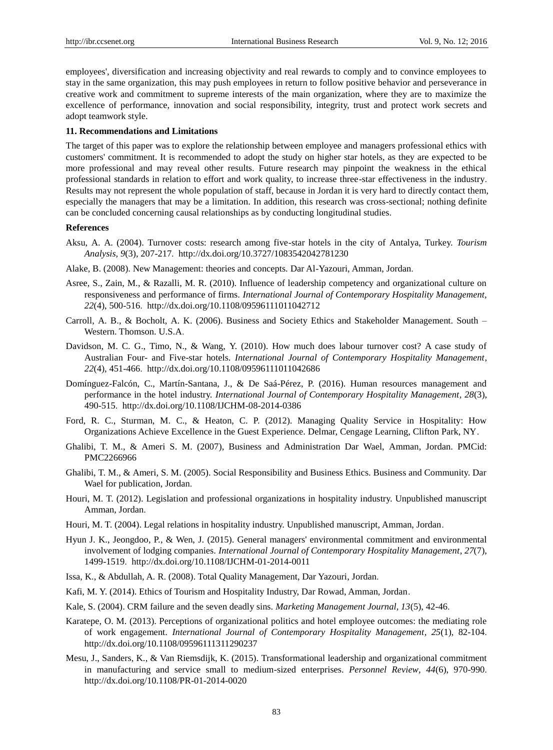employees', diversification and increasing objectivity and real rewards to comply and to convince employees to stay in the same organization, this may push employees in return to follow positive behavior and perseverance in creative work and commitment to supreme interests of the main organization, where they are to maximize the excellence of performance, innovation and social responsibility, integrity, trust and protect work secrets and adopt teamwork style.

## 11. Recommendations and Limitations

The target of this paper was to explore the relationship between employee and managers professional ethics with customers' commitment. It is recommended to adopt the study on higher star hotels, as they are expected to be more professional and may reveal other results. Future research may pinpoint the weakness in the ethical professional standards in relation to effort and work quality, to increase three-star effectiveness in the industry. Results may not represent the whole population of staff, because in Jordan it is very hard to directly contact them, especially the managers that may be a limitation. In addition, this research was cross-sectional; nothing definite can be concluded concerning causal relationships as by conducting longitudinal studies.

## References

Aksu, A. A. (2004). Turnover costs: research among five-star hotels in the city of Antalya, Turkey. *Tourism Analysis*, *9*(3), 207-217. http://dx.doi.org/10.3727/1083542042781230

Alake, B. (2008). New Management: theories and concepts. Dar Al-Yazouri, Amman, Jordan.

Asree, S., Zain, M., & Razalli, M. R. (2010). Influence of leadership competency and organizational culture on responsiveness and performance of firms. *International Journal of Contemporary Hospitality Management*, *22*(4), 500-516. http://dx.doi.org/10.1108/09596111011042712

Carroll, A. B., & Bocholt, A. K. (2006). Business and Society Ethics and Stakeholder Management. South – Western. Thomson. U.S.A.

Davidson, M. C. G., Timo, N., & Wang, Y. (2010). How much does labour turnover cost? A case study of Australian Four- and Five-star hotels. *International Journal of Contemporary Hospitality Management*, *22*(4), 451-466. http://dx.doi.org/10.1108/09596111011042686

Domínguez-Falcón, C., Martín-Santana, J., & De Saá-Pérez, P. (2016). Human resources management and performance in the hotel industry. *International Journal of Contemporary Hospitality Management*, *28*(3), 490-515. http://dx.doi.org/10.1108/IJCHM-08-2014-0386

Ford, R. C., Sturman, M. C., & Heaton, C. P. (2012). Managing Quality Service in Hospitality: How Organizations Achieve Excellence in the Guest Experience. Delmar, Cengage Learning, Clifton Park, NY.

Ghalibi, T. M., & Ameri S. M. (2007), Business and Administration Dar Wael, Amman, Jordan. PMCid: PMC2266966

Ghalibi, T. M., & Ameri, S. M. (2005). Social Responsibility and Business Ethics. Business and Community. Dar Wael for publication, Jordan.

Houri, M. T. (2012). Legislation and professional organizations in hospitality industry. Unpublished manuscript Amman, Jordan.

Houri, M. T. (2004). Legal relations in hospitality industry. Unpublished manuscript, Amman, Jordan.

Hyun J. K., Jeongdoo, P., & Wen, J. (2015). General managers' environmental commitment and environmental involvement of lodging companies. *International Journal of Contemporary Hospitality Management*, *27*(7), 1499-1519. http://dx.doi.org/10.1108/IJCHM-01-2014-0011

Issa, K., & Abdullah, A. R. (2008). Total Quality Management, Dar Yazouri, Jordan.

Kafi, M. Y. (2014). Ethics of Tourism and Hospitality Industry, Dar Rowad, Amman, Jordan.

Kale, S. (2004). CRM failure and the seven deadly sins. *Marketing Management Journal*, *13*(5), 42-46.

Karatepe, O. M. (2013). Perceptions of organizational politics and hotel employee outcomes: the mediating role of work engagement. *International Journal of Contemporary Hospitality Management*, *25*(1), 82-104. http://dx.doi.org/10.1108/09596111311290237

Mesu, J., Sanders, K., & Van Riemsdijk, K. (2015). Transformational leadership and organizational commitment in manufacturing and service small to medium-sized enterprises. *Personnel Review*, *44*(6), 970-990. http://dx.doi.org/10.1108/PR-01-2014-0020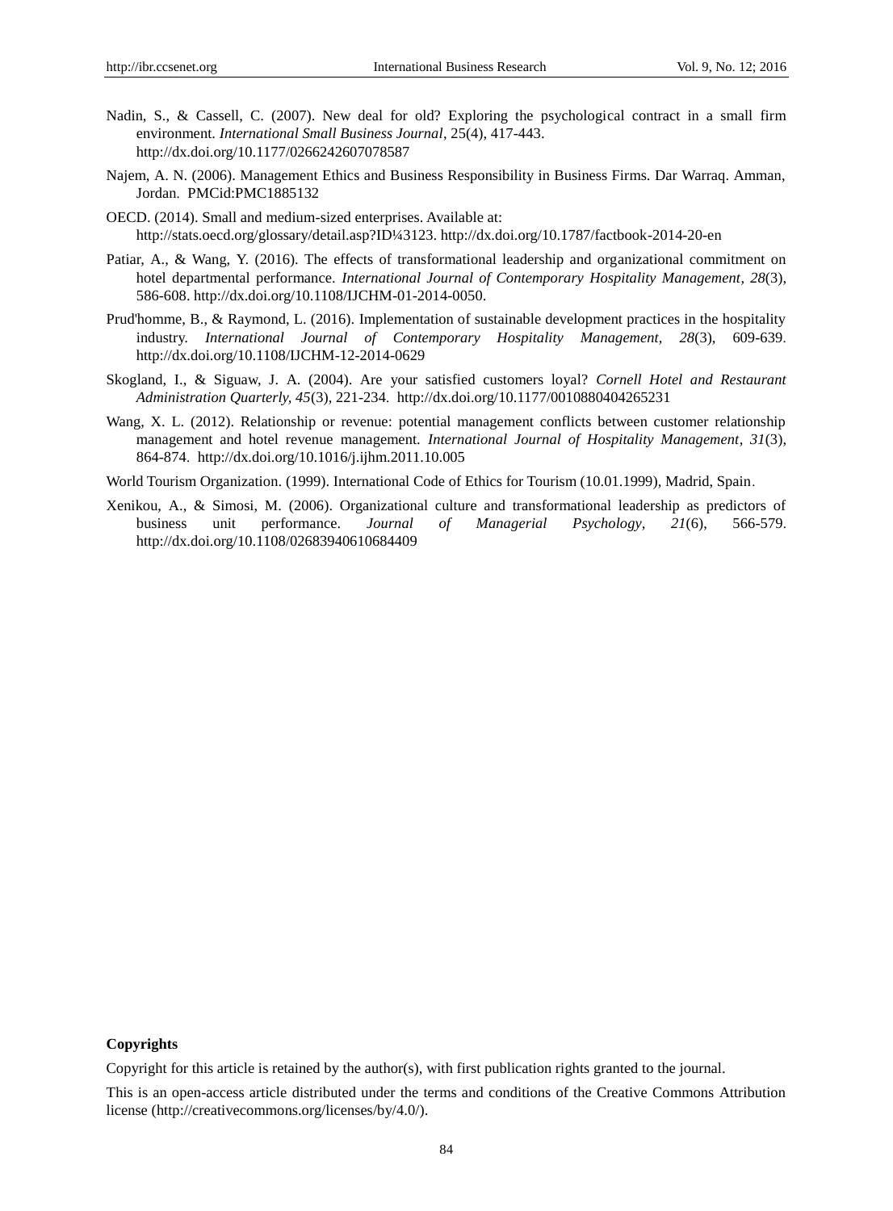Nadin, S., & Cassell, C. (2007). New deal for old? Exploring the psychological contract in a small firm environment. *International Small Business Journal*, 25(4), 417-443. http://dx.doi.org/10.1177/0266242607078587

Najem, A. N. (2006). Management Ethics and Business Responsibility in Business Firms. Dar Warraq. Amman, Jordan. PMCid:PMC1885132

OECD. (2014). Small and medium-sized enterprises. Available at: http://stats.oecd.org/glossary/detail.asp?ID¼3123. http://dx.doi.org/10.1787/factbook-2014-20-en

Patiar, A., & Wang, Y. (2016). The effects of transformational leadership and organizational commitment on hotel departmental performance. *International Journal of Contemporary Hospitality Management, 28*(3), 586-608. http://dx.doi.org/10.1108/IJCHM-01-2014-0050.

Prud'homme, B., & Raymond, L. (2016). Implementation of sustainable development practices in the hospitality industry. *International Journal of Contemporary Hospitality Management, 28*(3), 609-639. http://dx.doi.org/10.1108/IJCHM-12-2014-0629

Skogland, I., & Siguaw, J. A. (2004). Are your satisfied customers loyal? *Cornell Hotel and Restaurant Administration Quarterly, 45*(3), 221-234. http://dx.doi.org/10.1177/0010880404265231

Wang, X. L. (2012). Relationship or revenue: potential management conflicts between customer relationship management and hotel revenue management. *International Journal of Hospitality Management*, *31*(3), 864-874. http://dx.doi.org/10.1016/j.ijhm.2011.10.005

World Tourism Organization. (1999). International Code of Ethics for Tourism (10.01.1999), Madrid, Spain.

Xenikou, A., & Simosi, M. (2006). Organizational culture and transformational leadership as predictors of business unit performance. *Journal of Managerial Psychology, 21*(6), 566-579. http://dx.doi.org/10.1108/02683940610684409

**Copyrights**

Copyright for this article is retained by the author(s), with first publication rights granted to the journal.

This is an open-access article distributed under the terms and conditions of the Creative Commons Attribution license (http://creativecommons.org/licenses/by/4.0/).